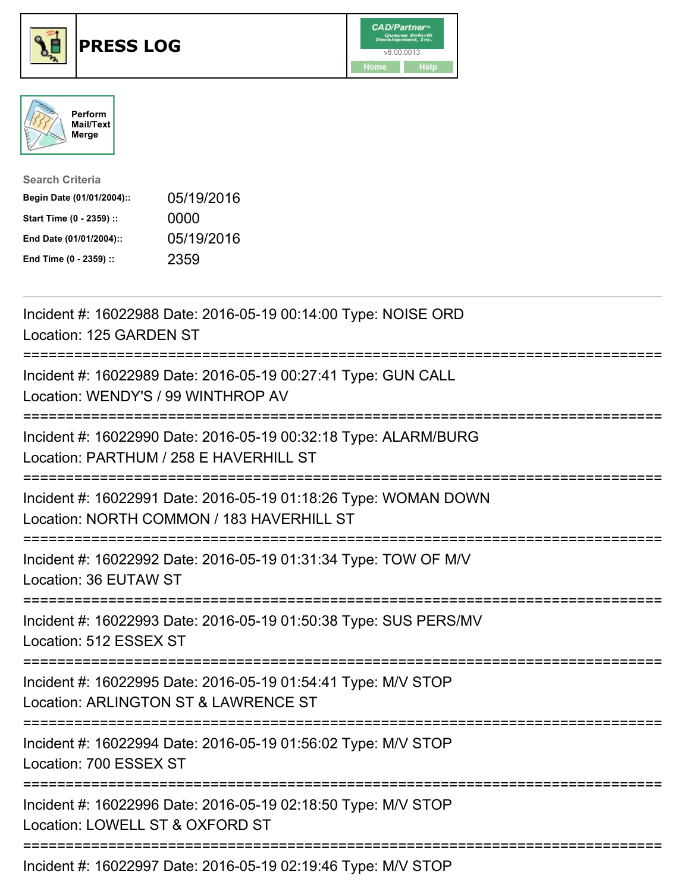# PRESS LOG

Perform Mail/Text Merge

**Search Criteria**

| | |
|---|---|
| **Begin Date (01/01/2004)::** | 05/19/2016 |
| **Start Time (0 - 2359) ::** | 0000 |
| **End Date (01/01/2004)::** | 05/19/2016 |
| **End Time (0 - 2359) ::** | 2359 |

---

Incident #: 16022988 Date: 2016-05-19 00:14:00 Type: NOISE ORD
Location: 125 GARDEN ST

===========================================================================

Incident #: 16022989 Date: 2016-05-19 00:27:41 Type: GUN CALL
Location: WENDY'S / 99 WINTHROP AV

===========================================================================

Incident #: 16022990 Date: 2016-05-19 00:32:18 Type: ALARM/BURG
Location: PARTHUM / 258 E HAVERHILL ST

===========================================================================

Incident #: 16022991 Date: 2016-05-19 01:18:26 Type: WOMAN DOWN
Location: NORTH COMMON / 183 HAVERHILL ST

===========================================================================

Incident #: 16022992 Date: 2016-05-19 01:31:34 Type: TOW OF M/V
Location: 36 EUTAW ST

===========================================================================

Incident #: 16022993 Date: 2016-05-19 01:50:38 Type: SUS PERS/MV
Location: 512 ESSEX ST

===========================================================================

Incident #: 16022995 Date: 2016-05-19 01:54:41 Type: M/V STOP
Location: ARLINGTON ST & LAWRENCE ST

===========================================================================

Incident #: 16022994 Date: 2016-05-19 01:56:02 Type: M/V STOP
Location: 700 ESSEX ST

===========================================================================

Incident #: 16022996 Date: 2016-05-19 02:18:50 Type: M/V STOP
Location: LOWELL ST & OXFORD ST

===========================================================================

Incident #: 16022997 Date: 2016-05-19 02:19:46 Type: M/V STOP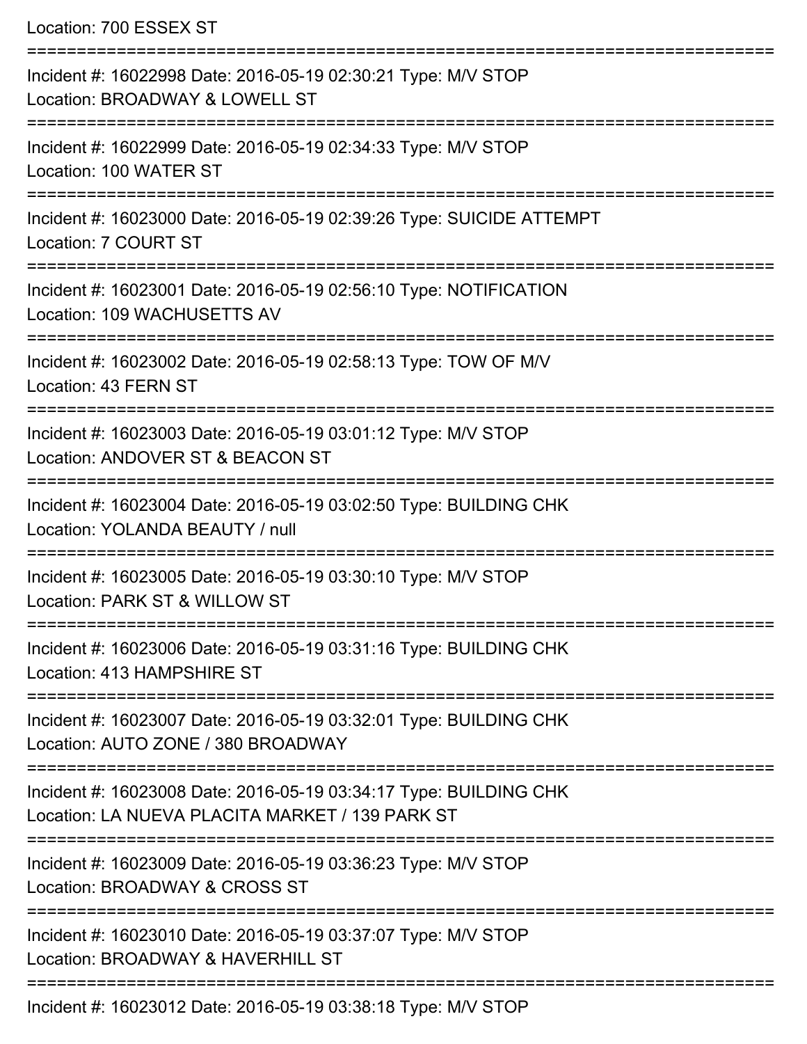Location: 700 ESSEX ST

===========================================================================

Incident #: 16022998 Date: 2016-05-19 02:30:21 Type: M/V STOP
Location: BROADWAY & LOWELL ST

===========================================================================

Incident #: 16022999 Date: 2016-05-19 02:34:33 Type: M/V STOP
Location: 100 WATER ST

===========================================================================

Incident #: 16023000 Date: 2016-05-19 02:39:26 Type: SUICIDE ATTEMPT
Location: 7 COURT ST

===========================================================================

Incident #: 16023001 Date: 2016-05-19 02:56:10 Type: NOTIFICATION
Location: 109 WACHUSETTS AV

===========================================================================

Incident #: 16023002 Date: 2016-05-19 02:58:13 Type: TOW OF M/V
Location: 43 FERN ST

===========================================================================

Incident #: 16023003 Date: 2016-05-19 03:01:12 Type: M/V STOP
Location: ANDOVER ST & BEACON ST

===========================================================================

Incident #: 16023004 Date: 2016-05-19 03:02:50 Type: BUILDING CHK
Location: YOLANDA BEAUTY / null

===========================================================================

Incident #: 16023005 Date: 2016-05-19 03:30:10 Type: M/V STOP
Location: PARK ST & WILLOW ST

===========================================================================

Incident #: 16023006 Date: 2016-05-19 03:31:16 Type: BUILDING CHK
Location: 413 HAMPSHIRE ST

===========================================================================

Incident #: 16023007 Date: 2016-05-19 03:32:01 Type: BUILDING CHK
Location: AUTO ZONE / 380 BROADWAY

===========================================================================

Incident #: 16023008 Date: 2016-05-19 03:34:17 Type: BUILDING CHK
Location: LA NUEVA PLACITA MARKET / 139 PARK ST

===========================================================================

Incident #: 16023009 Date: 2016-05-19 03:36:23 Type: M/V STOP
Location: BROADWAY & CROSS ST

===========================================================================

Incident #: 16023010 Date: 2016-05-19 03:37:07 Type: M/V STOP
Location: BROADWAY & HAVERHILL ST

===========================================================================

Incident #: 16023012 Date: 2016-05-19 03:38:18 Type: M/V STOP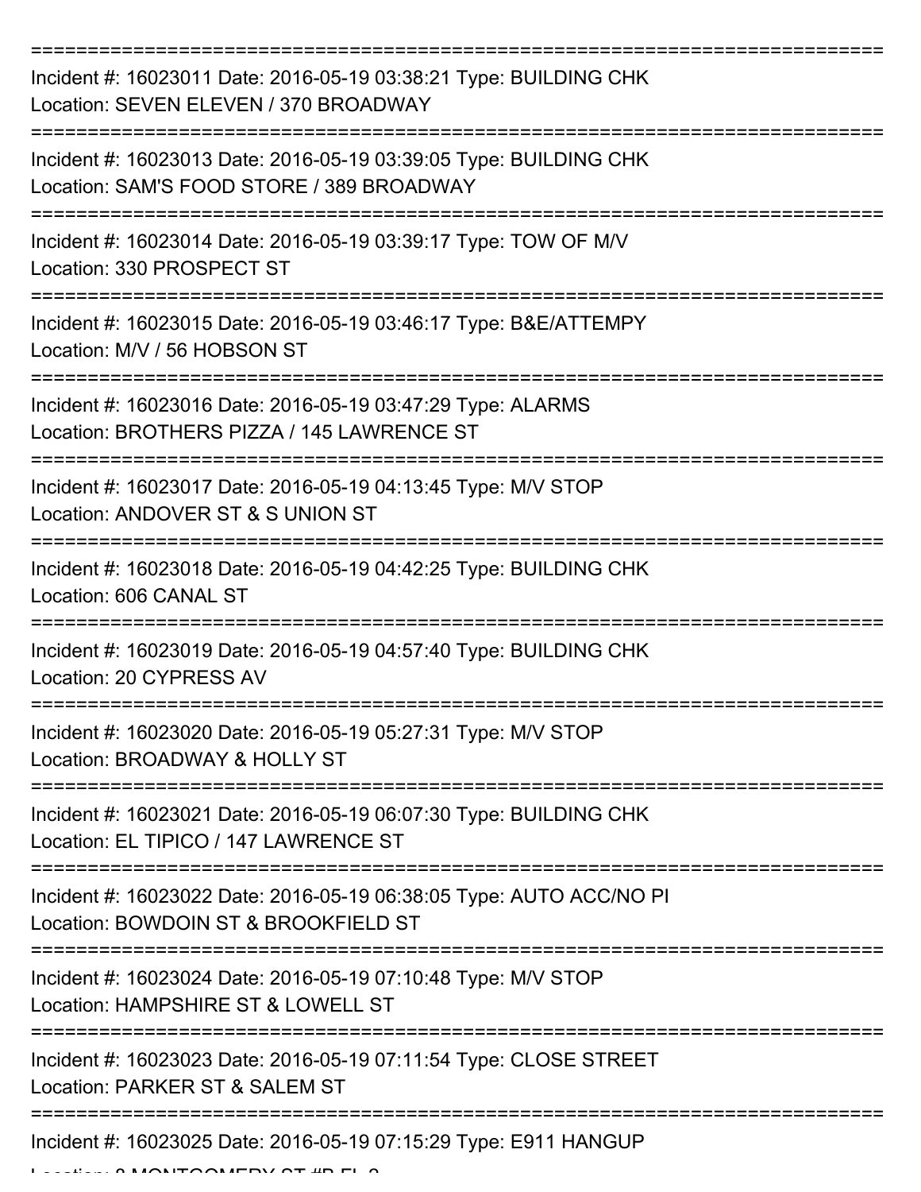===========================================================================

Incident #: 16023011 Date: 2016-05-19 03:38:21 Type: BUILDING CHK
Location: SEVEN ELEVEN / 370 BROADWAY

===========================================================================

Incident #: 16023013 Date: 2016-05-19 03:39:05 Type: BUILDING CHK
Location: SAM'S FOOD STORE / 389 BROADWAY

===========================================================================

Incident #: 16023014 Date: 2016-05-19 03:39:17 Type: TOW OF M/V
Location: 330 PROSPECT ST

===========================================================================

Incident #: 16023015 Date: 2016-05-19 03:46:17 Type: B&E/ATTEMPY
Location: M/V / 56 HOBSON ST

===========================================================================

Incident #: 16023016 Date: 2016-05-19 03:47:29 Type: ALARMS
Location: BROTHERS PIZZA / 145 LAWRENCE ST

===========================================================================

Incident #: 16023017 Date: 2016-05-19 04:13:45 Type: M/V STOP
Location: ANDOVER ST & S UNION ST

===========================================================================

Incident #: 16023018 Date: 2016-05-19 04:42:25 Type: BUILDING CHK
Location: 606 CANAL ST

===========================================================================

Incident #: 16023019 Date: 2016-05-19 04:57:40 Type: BUILDING CHK
Location: 20 CYPRESS AV

===========================================================================

Incident #: 16023020 Date: 2016-05-19 05:27:31 Type: M/V STOP
Location: BROADWAY & HOLLY ST

===========================================================================

Incident #: 16023021 Date: 2016-05-19 06:07:30 Type: BUILDING CHK
Location: EL TIPICO / 147 LAWRENCE ST

===========================================================================

Incident #: 16023022 Date: 2016-05-19 06:38:05 Type: AUTO ACC/NO PI
Location: BOWDOIN ST & BROOKFIELD ST

===========================================================================

Incident #: 16023024 Date: 2016-05-19 07:10:48 Type: M/V STOP
Location: HAMPSHIRE ST & LOWELL ST

===========================================================================

Incident #: 16023023 Date: 2016-05-19 07:11:54 Type: CLOSE STREET
Location: PARKER ST & SALEM ST

===========================================================================

Incident #: 16023025 Date: 2016-05-19 07:15:29 Type: E911 HANGUP
Location: 8 MONTGOMERY ST #B FL 2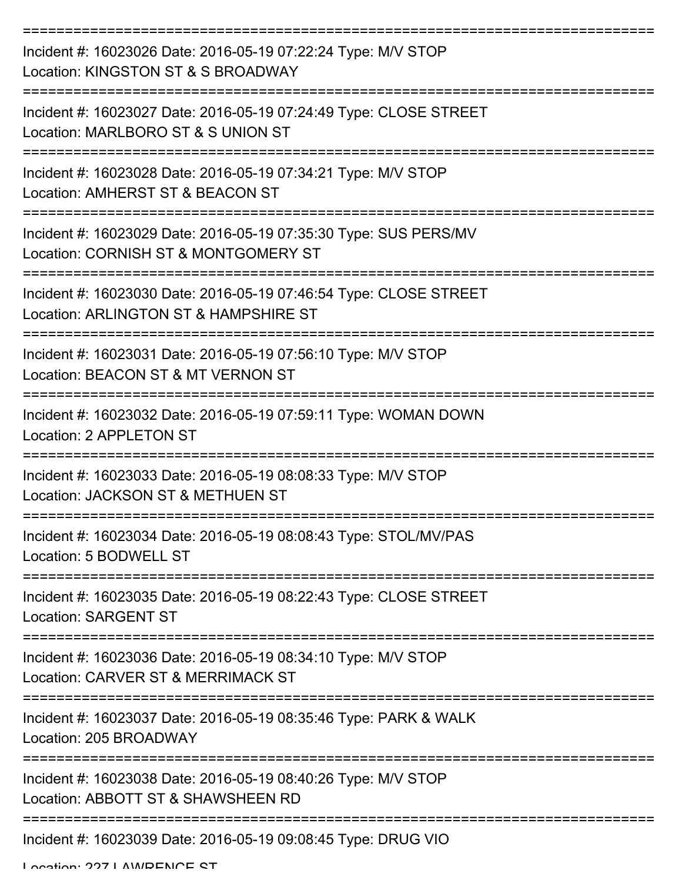Incident #: 16023026 Date: 2016-05-19 07:22:24 Type: M/V STOP
Location: KINGSTON ST & S BROADWAY

Incident #: 16023027 Date: 2016-05-19 07:24:49 Type: CLOSE STREET
Location: MARLBORO ST & S UNION ST

Incident #: 16023028 Date: 2016-05-19 07:34:21 Type: M/V STOP
Location: AMHERST ST & BEACON ST

Incident #: 16023029 Date: 2016-05-19 07:35:30 Type: SUS PERS/MV
Location: CORNISH ST & MONTGOMERY ST

Incident #: 16023030 Date: 2016-05-19 07:46:54 Type: CLOSE STREET
Location: ARLINGTON ST & HAMPSHIRE ST

Incident #: 16023031 Date: 2016-05-19 07:56:10 Type: M/V STOP
Location: BEACON ST & MT VERNON ST

Incident #: 16023032 Date: 2016-05-19 07:59:11 Type: WOMAN DOWN
Location: 2 APPLETON ST

Incident #: 16023033 Date: 2016-05-19 08:08:33 Type: M/V STOP
Location: JACKSON ST & METHUEN ST

Incident #: 16023034 Date: 2016-05-19 08:08:43 Type: STOL/MV/PAS
Location: 5 BODWELL ST

Incident #: 16023035 Date: 2016-05-19 08:22:43 Type: CLOSE STREET
Location: SARGENT ST

Incident #: 16023036 Date: 2016-05-19 08:34:10 Type: M/V STOP
Location: CARVER ST & MERRIMACK ST

Incident #: 16023037 Date: 2016-05-19 08:35:46 Type: PARK & WALK
Location: 205 BROADWAY

Incident #: 16023038 Date: 2016-05-19 08:40:26 Type: M/V STOP
Location: ABBOTT ST & SHAWSHEEN RD

Incident #: 16023039 Date: 2016-05-19 09:08:45 Type: DRUG VIO
Location: 227 LAWRENCE ST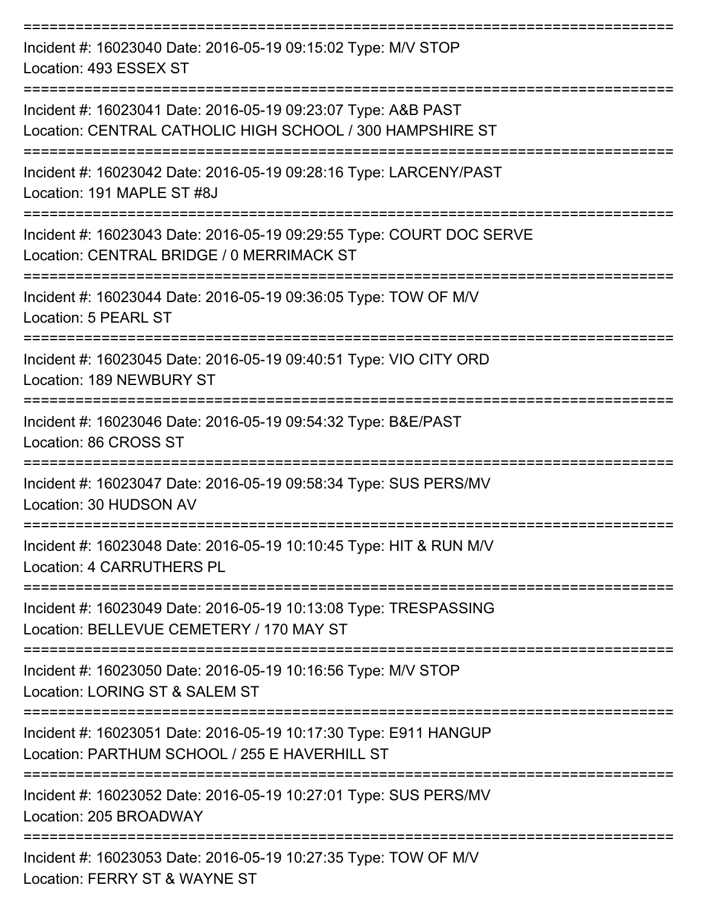===========================================================================

Incident #: 16023040 Date: 2016-05-19 09:15:02 Type: M/V STOP
Location: 493 ESSEX ST

===========================================================================

Incident #: 16023041 Date: 2016-05-19 09:23:07 Type: A&B PAST
Location: CENTRAL CATHOLIC HIGH SCHOOL / 300 HAMPSHIRE ST

===========================================================================

Incident #: 16023042 Date: 2016-05-19 09:28:16 Type: LARCENY/PAST
Location: 191 MAPLE ST #8J

===========================================================================

Incident #: 16023043 Date: 2016-05-19 09:29:55 Type: COURT DOC SERVE
Location: CENTRAL BRIDGE / 0 MERRIMACK ST

===========================================================================

Incident #: 16023044 Date: 2016-05-19 09:36:05 Type: TOW OF M/V
Location: 5 PEARL ST

===========================================================================

Incident #: 16023045 Date: 2016-05-19 09:40:51 Type: VIO CITY ORD
Location: 189 NEWBURY ST

===========================================================================

Incident #: 16023046 Date: 2016-05-19 09:54:32 Type: B&E/PAST
Location: 86 CROSS ST

===========================================================================

Incident #: 16023047 Date: 2016-05-19 09:58:34 Type: SUS PERS/MV
Location: 30 HUDSON AV

===========================================================================

Incident #: 16023048 Date: 2016-05-19 10:10:45 Type: HIT & RUN M/V
Location: 4 CARRUTHERS PL

===========================================================================

Incident #: 16023049 Date: 2016-05-19 10:13:08 Type: TRESPASSING
Location: BELLEVUE CEMETERY / 170 MAY ST

===========================================================================

Incident #: 16023050 Date: 2016-05-19 10:16:56 Type: M/V STOP
Location: LORING ST & SALEM ST

===========================================================================

Incident #: 16023051 Date: 2016-05-19 10:17:30 Type: E911 HANGUP
Location: PARTHUM SCHOOL / 255 E HAVERHILL ST

===========================================================================

Incident #: 16023052 Date: 2016-05-19 10:27:01 Type: SUS PERS/MV
Location: 205 BROADWAY

===========================================================================

Incident #: 16023053 Date: 2016-05-19 10:27:35 Type: TOW OF M/V
Location: FERRY ST & WAYNE ST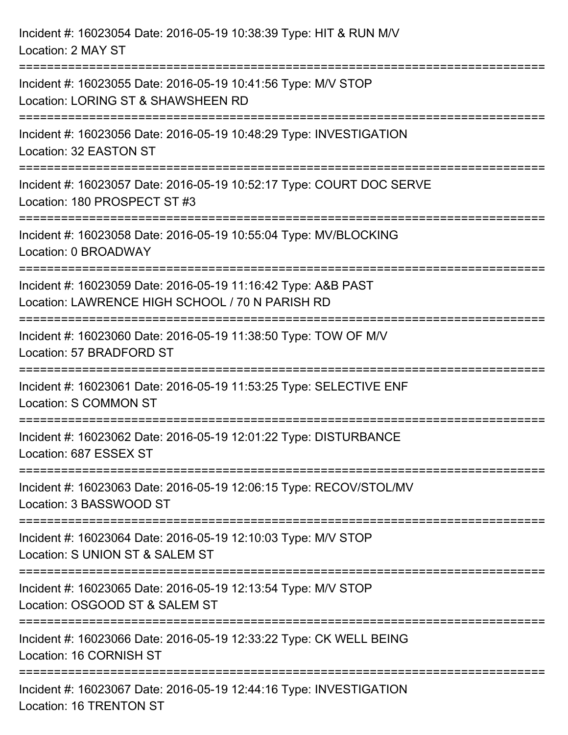Incident #: 16023054 Date: 2016-05-19 10:38:39 Type: HIT & RUN M/V
Location: 2 MAY ST

===========================================================================

Incident #: 16023055 Date: 2016-05-19 10:41:56 Type: M/V STOP
Location: LORING ST & SHAWSHEEN RD

===========================================================================

Incident #: 16023056 Date: 2016-05-19 10:48:29 Type: INVESTIGATION
Location: 32 EASTON ST

===========================================================================

Incident #: 16023057 Date: 2016-05-19 10:52:17 Type: COURT DOC SERVE
Location: 180 PROSPECT ST #3

===========================================================================

Incident #: 16023058 Date: 2016-05-19 10:55:04 Type: MV/BLOCKING
Location: 0 BROADWAY

===========================================================================

Incident #: 16023059 Date: 2016-05-19 11:16:42 Type: A&B PAST
Location: LAWRENCE HIGH SCHOOL / 70 N PARISH RD

===========================================================================

Incident #: 16023060 Date: 2016-05-19 11:38:50 Type: TOW OF M/V
Location: 57 BRADFORD ST

===========================================================================

Incident #: 16023061 Date: 2016-05-19 11:53:25 Type: SELECTIVE ENF
Location: S COMMON ST

===========================================================================

Incident #: 16023062 Date: 2016-05-19 12:01:22 Type: DISTURBANCE
Location: 687 ESSEX ST

===========================================================================

Incident #: 16023063 Date: 2016-05-19 12:06:15 Type: RECOV/STOL/MV
Location: 3 BASSWOOD ST

===========================================================================

Incident #: 16023064 Date: 2016-05-19 12:10:03 Type: M/V STOP
Location: S UNION ST & SALEM ST

===========================================================================

Incident #: 16023065 Date: 2016-05-19 12:13:54 Type: M/V STOP
Location: OSGOOD ST & SALEM ST

===========================================================================

Incident #: 16023066 Date: 2016-05-19 12:33:22 Type: CK WELL BEING
Location: 16 CORNISH ST

===========================================================================

Incident #: 16023067 Date: 2016-05-19 12:44:16 Type: INVESTIGATION
Location: 16 TRENTON ST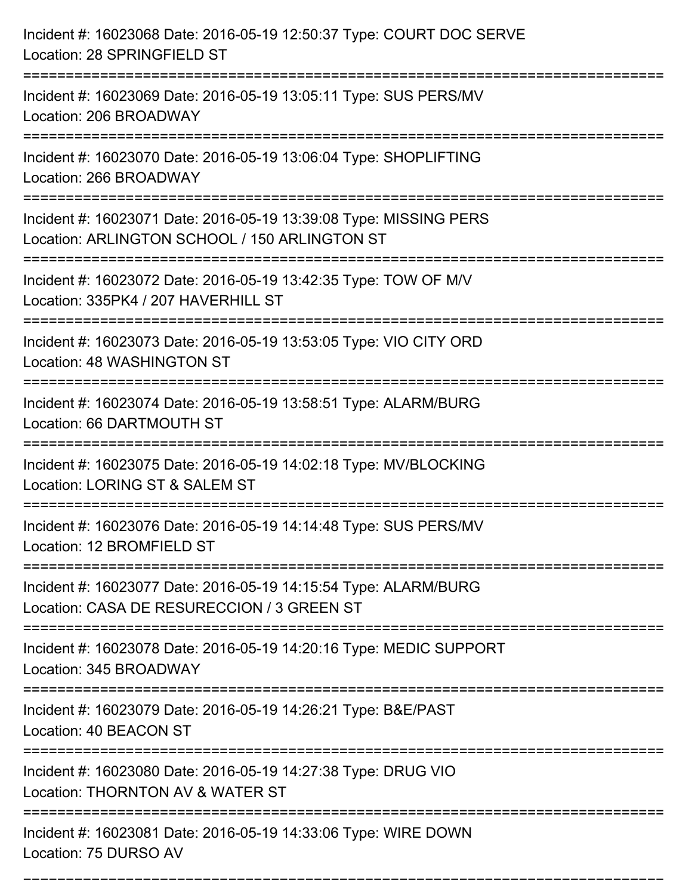Incident #: 16023068 Date: 2016-05-19 12:50:37 Type: COURT DOC SERVE
Location: 28 SPRINGFIELD ST

===========================================================================

Incident #: 16023069 Date: 2016-05-19 13:05:11 Type: SUS PERS/MV
Location: 206 BROADWAY

===========================================================================

Incident #: 16023070 Date: 2016-05-19 13:06:04 Type: SHOPLIFTING
Location: 266 BROADWAY

===========================================================================

Incident #: 16023071 Date: 2016-05-19 13:39:08 Type: MISSING PERS
Location: ARLINGTON SCHOOL / 150 ARLINGTON ST

===========================================================================

Incident #: 16023072 Date: 2016-05-19 13:42:35 Type: TOW OF M/V
Location: 335PK4 / 207 HAVERHILL ST

===========================================================================

Incident #: 16023073 Date: 2016-05-19 13:53:05 Type: VIO CITY ORD
Location: 48 WASHINGTON ST

===========================================================================

Incident #: 16023074 Date: 2016-05-19 13:58:51 Type: ALARM/BURG
Location: 66 DARTMOUTH ST

===========================================================================

Incident #: 16023075 Date: 2016-05-19 14:02:18 Type: MV/BLOCKING
Location: LORING ST & SALEM ST

===========================================================================

Incident #: 16023076 Date: 2016-05-19 14:14:48 Type: SUS PERS/MV
Location: 12 BROMFIELD ST

===========================================================================

Incident #: 16023077 Date: 2016-05-19 14:15:54 Type: ALARM/BURG
Location: CASA DE RESURECCION / 3 GREEN ST

===========================================================================

Incident #: 16023078 Date: 2016-05-19 14:20:16 Type: MEDIC SUPPORT
Location: 345 BROADWAY

===========================================================================

Incident #: 16023079 Date: 2016-05-19 14:26:21 Type: B&E/PAST
Location: 40 BEACON ST

===========================================================================

Incident #: 16023080 Date: 2016-05-19 14:27:38 Type: DRUG VIO
Location: THORNTON AV & WATER ST

===========================================================================

Incident #: 16023081 Date: 2016-05-19 14:33:06 Type: WIRE DOWN
Location: 75 DURSO AV

===========================================================================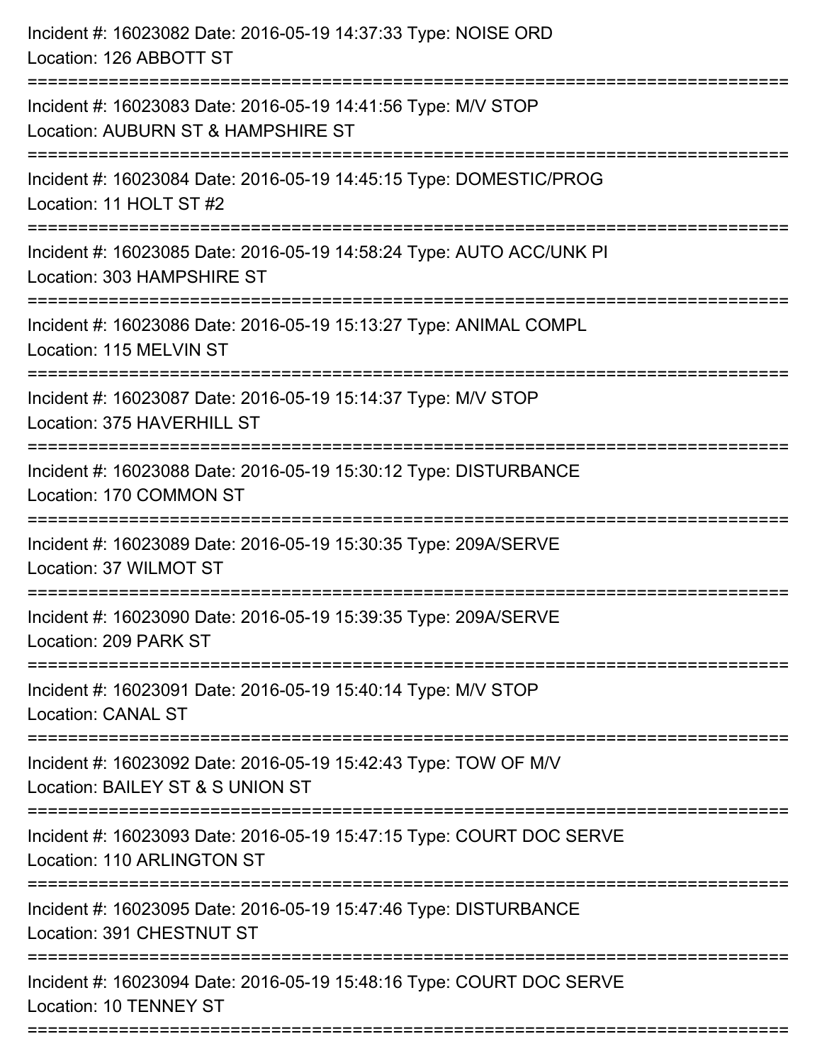Incident #: 16023082 Date: 2016-05-19 14:37:33 Type: NOISE ORD
Location: 126 ABBOTT ST

===========================================================================

Incident #: 16023083 Date: 2016-05-19 14:41:56 Type: M/V STOP
Location: AUBURN ST & HAMPSHIRE ST

===========================================================================

Incident #: 16023084 Date: 2016-05-19 14:45:15 Type: DOMESTIC/PROG
Location: 11 HOLT ST #2

===========================================================================

Incident #: 16023085 Date: 2016-05-19 14:58:24 Type: AUTO ACC/UNK PI
Location: 303 HAMPSHIRE ST

===========================================================================

Incident #: 16023086 Date: 2016-05-19 15:13:27 Type: ANIMAL COMPL
Location: 115 MELVIN ST

===========================================================================

Incident #: 16023087 Date: 2016-05-19 15:14:37 Type: M/V STOP
Location: 375 HAVERHILL ST

===========================================================================

Incident #: 16023088 Date: 2016-05-19 15:30:12 Type: DISTURBANCE
Location: 170 COMMON ST

===========================================================================

Incident #: 16023089 Date: 2016-05-19 15:30:35 Type: 209A/SERVE
Location: 37 WILMOT ST

===========================================================================

Incident #: 16023090 Date: 2016-05-19 15:39:35 Type: 209A/SERVE
Location: 209 PARK ST

===========================================================================

Incident #: 16023091 Date: 2016-05-19 15:40:14 Type: M/V STOP
Location: CANAL ST

===========================================================================

Incident #: 16023092 Date: 2016-05-19 15:42:43 Type: TOW OF M/V
Location: BAILEY ST & S UNION ST

===========================================================================

Incident #: 16023093 Date: 2016-05-19 15:47:15 Type: COURT DOC SERVE
Location: 110 ARLINGTON ST

===========================================================================

Incident #: 16023095 Date: 2016-05-19 15:47:46 Type: DISTURBANCE
Location: 391 CHESTNUT ST

===========================================================================

Incident #: 16023094 Date: 2016-05-19 15:48:16 Type: COURT DOC SERVE
Location: 10 TENNEY ST

===========================================================================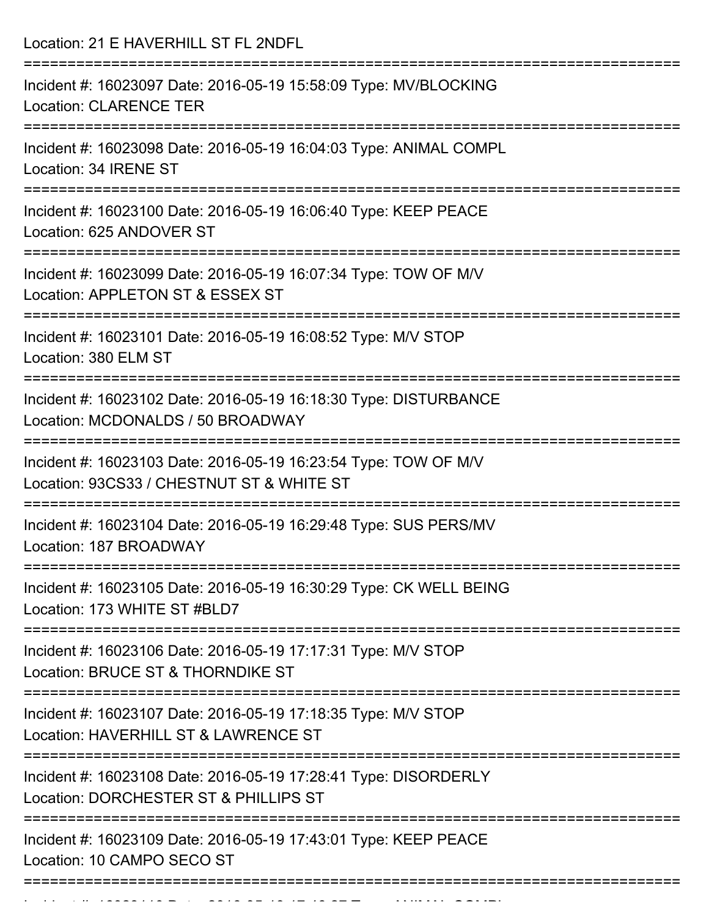Location: 21 E HAVERHILL ST FL 2NDFL

===========================================================================

Incident #: 16023097 Date: 2016-05-19 15:58:09 Type: MV/BLOCKING
Location: CLARENCE TER

===========================================================================

Incident #: 16023098 Date: 2016-05-19 16:04:03 Type: ANIMAL COMPL
Location: 34 IRENE ST

===========================================================================

Incident #: 16023100 Date: 2016-05-19 16:06:40 Type: KEEP PEACE
Location: 625 ANDOVER ST

===========================================================================

Incident #: 16023099 Date: 2016-05-19 16:07:34 Type: TOW OF M/V
Location: APPLETON ST & ESSEX ST

===========================================================================

Incident #: 16023101 Date: 2016-05-19 16:08:52 Type: M/V STOP
Location: 380 ELM ST

===========================================================================

Incident #: 16023102 Date: 2016-05-19 16:18:30 Type: DISTURBANCE
Location: MCDONALDS / 50 BROADWAY

===========================================================================

Incident #: 16023103 Date: 2016-05-19 16:23:54 Type: TOW OF M/V
Location: 93CS33 / CHESTNUT ST & WHITE ST

===========================================================================

Incident #: 16023104 Date: 2016-05-19 16:29:48 Type: SUS PERS/MV
Location: 187 BROADWAY

===========================================================================

Incident #: 16023105 Date: 2016-05-19 16:30:29 Type: CK WELL BEING
Location: 173 WHITE ST #BLD7

===========================================================================

Incident #: 16023106 Date: 2016-05-19 17:17:31 Type: M/V STOP
Location: BRUCE ST & THORNDIKE ST

===========================================================================

Incident #: 16023107 Date: 2016-05-19 17:18:35 Type: M/V STOP
Location: HAVERHILL ST & LAWRENCE ST

===========================================================================

Incident #: 16023108 Date: 2016-05-19 17:28:41 Type: DISORDERLY
Location: DORCHESTER ST & PHILLIPS ST

===========================================================================

Incident #: 16023109 Date: 2016-05-19 17:43:01 Type: KEEP PEACE
Location: 10 CAMPO SECO ST

===========================================================================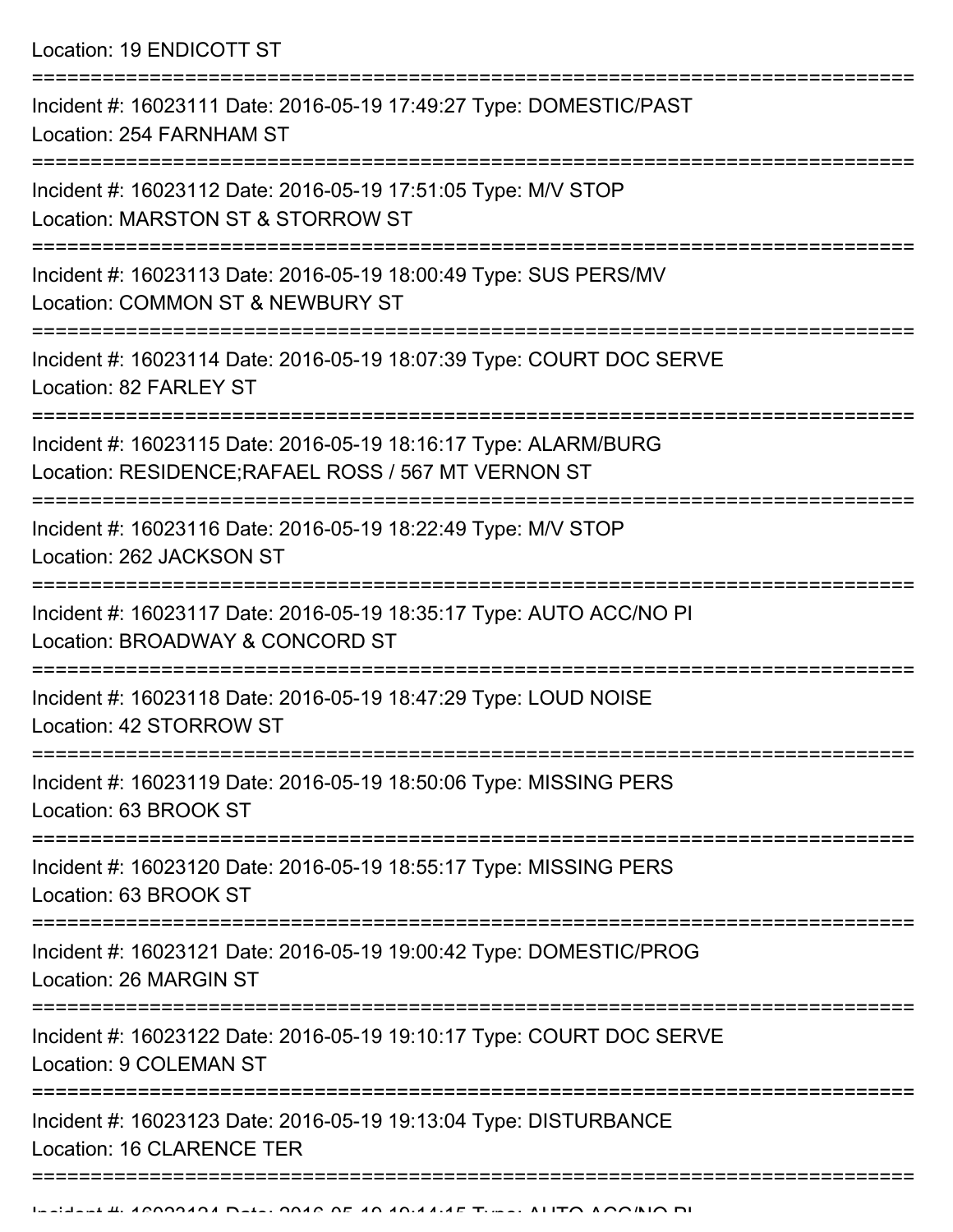Location: 19 ENDICOTT ST

===========================================================================

Incident #: 16023111 Date: 2016-05-19 17:49:27 Type: DOMESTIC/PAST
Location: 254 FARNHAM ST

===========================================================================

Incident #: 16023112 Date: 2016-05-19 17:51:05 Type: M/V STOP
Location: MARSTON ST & STORROW ST

===========================================================================

Incident #: 16023113 Date: 2016-05-19 18:00:49 Type: SUS PERS/MV
Location: COMMON ST & NEWBURY ST

===========================================================================

Incident #: 16023114 Date: 2016-05-19 18:07:39 Type: COURT DOC SERVE
Location: 82 FARLEY ST

===========================================================================

Incident #: 16023115 Date: 2016-05-19 18:16:17 Type: ALARM/BURG
Location: RESIDENCE;RAFAEL ROSS / 567 MT VERNON ST

===========================================================================

Incident #: 16023116 Date: 2016-05-19 18:22:49 Type: M/V STOP
Location: 262 JACKSON ST

===========================================================================

Incident #: 16023117 Date: 2016-05-19 18:35:17 Type: AUTO ACC/NO PI
Location: BROADWAY & CONCORD ST

===========================================================================

Incident #: 16023118 Date: 2016-05-19 18:47:29 Type: LOUD NOISE
Location: 42 STORROW ST

===========================================================================

Incident #: 16023119 Date: 2016-05-19 18:50:06 Type: MISSING PERS
Location: 63 BROOK ST

===========================================================================

Incident #: 16023120 Date: 2016-05-19 18:55:17 Type: MISSING PERS
Location: 63 BROOK ST

===========================================================================

Incident #: 16023121 Date: 2016-05-19 19:00:42 Type: DOMESTIC/PROG
Location: 26 MARGIN ST

===========================================================================

Incident #: 16023122 Date: 2016-05-19 19:10:17 Type: COURT DOC SERVE
Location: 9 COLEMAN ST

===========================================================================

Incident #: 16023123 Date: 2016-05-19 19:13:04 Type: DISTURBANCE
Location: 16 CLARENCE TER

===========================================================================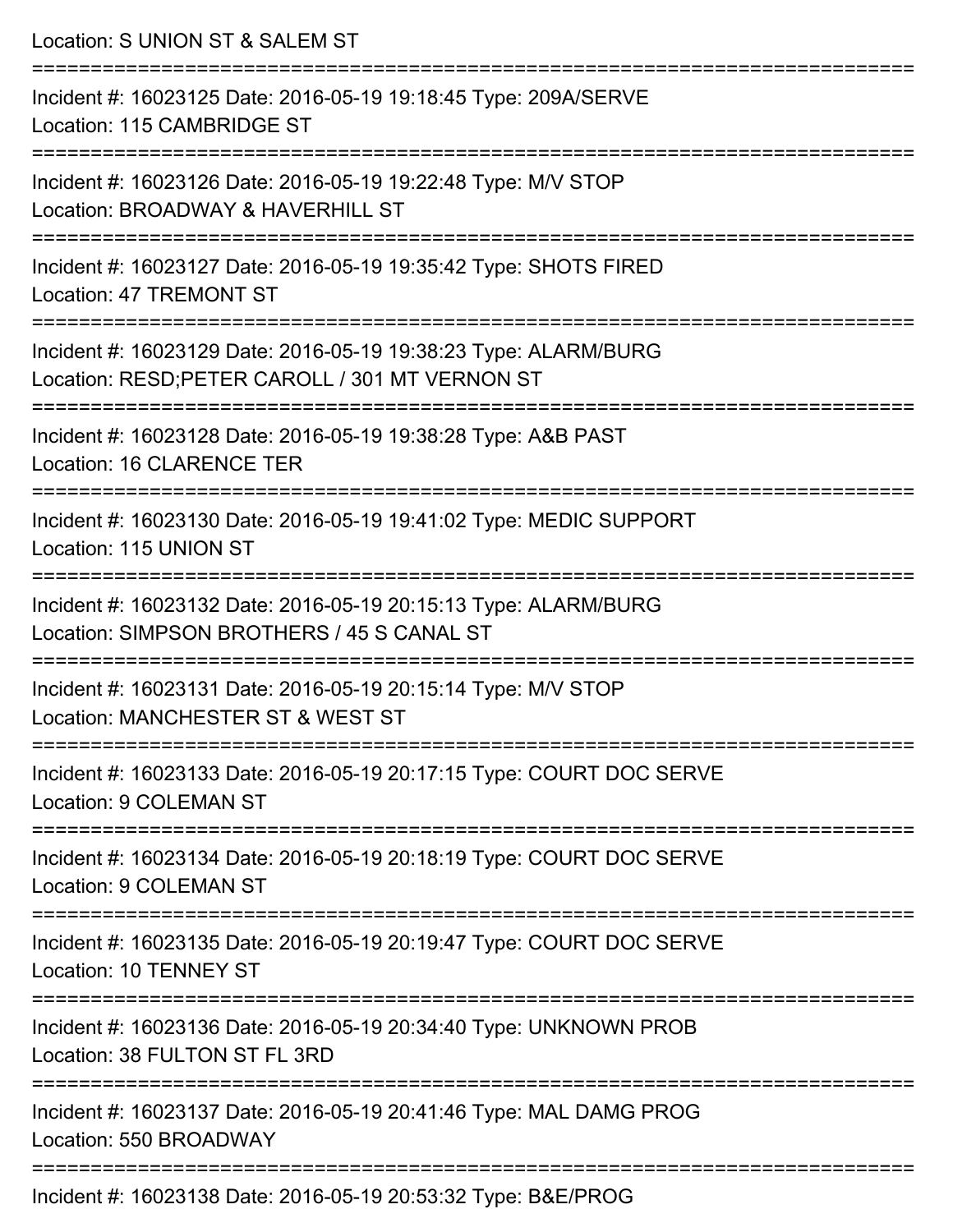Location: S UNION ST & SALEM ST

===========================================================================

Incident #: 16023125 Date: 2016-05-19 19:18:45 Type: 209A/SERVE
Location: 115 CAMBRIDGE ST

===========================================================================

Incident #: 16023126 Date: 2016-05-19 19:22:48 Type: M/V STOP
Location: BROADWAY & HAVERHILL ST

===========================================================================

Incident #: 16023127 Date: 2016-05-19 19:35:42 Type: SHOTS FIRED
Location: 47 TREMONT ST

===========================================================================

Incident #: 16023129 Date: 2016-05-19 19:38:23 Type: ALARM/BURG
Location: RESD;PETER CAROLL / 301 MT VERNON ST

===========================================================================

Incident #: 16023128 Date: 2016-05-19 19:38:28 Type: A&B PAST
Location: 16 CLARENCE TER

===========================================================================

Incident #: 16023130 Date: 2016-05-19 19:41:02 Type: MEDIC SUPPORT
Location: 115 UNION ST

===========================================================================

Incident #: 16023132 Date: 2016-05-19 20:15:13 Type: ALARM/BURG
Location: SIMPSON BROTHERS / 45 S CANAL ST

===========================================================================

Incident #: 16023131 Date: 2016-05-19 20:15:14 Type: M/V STOP
Location: MANCHESTER ST & WEST ST

===========================================================================

Incident #: 16023133 Date: 2016-05-19 20:17:15 Type: COURT DOC SERVE
Location: 9 COLEMAN ST

===========================================================================

Incident #: 16023134 Date: 2016-05-19 20:18:19 Type: COURT DOC SERVE
Location: 9 COLEMAN ST

===========================================================================

Incident #: 16023135 Date: 2016-05-19 20:19:47 Type: COURT DOC SERVE
Location: 10 TENNEY ST

===========================================================================

Incident #: 16023136 Date: 2016-05-19 20:34:40 Type: UNKNOWN PROB
Location: 38 FULTON ST FL 3RD

===========================================================================

Incident #: 16023137 Date: 2016-05-19 20:41:46 Type: MAL DAMG PROG
Location: 550 BROADWAY

===========================================================================

Incident #: 16023138 Date: 2016-05-19 20:53:32 Type: B&E/PROG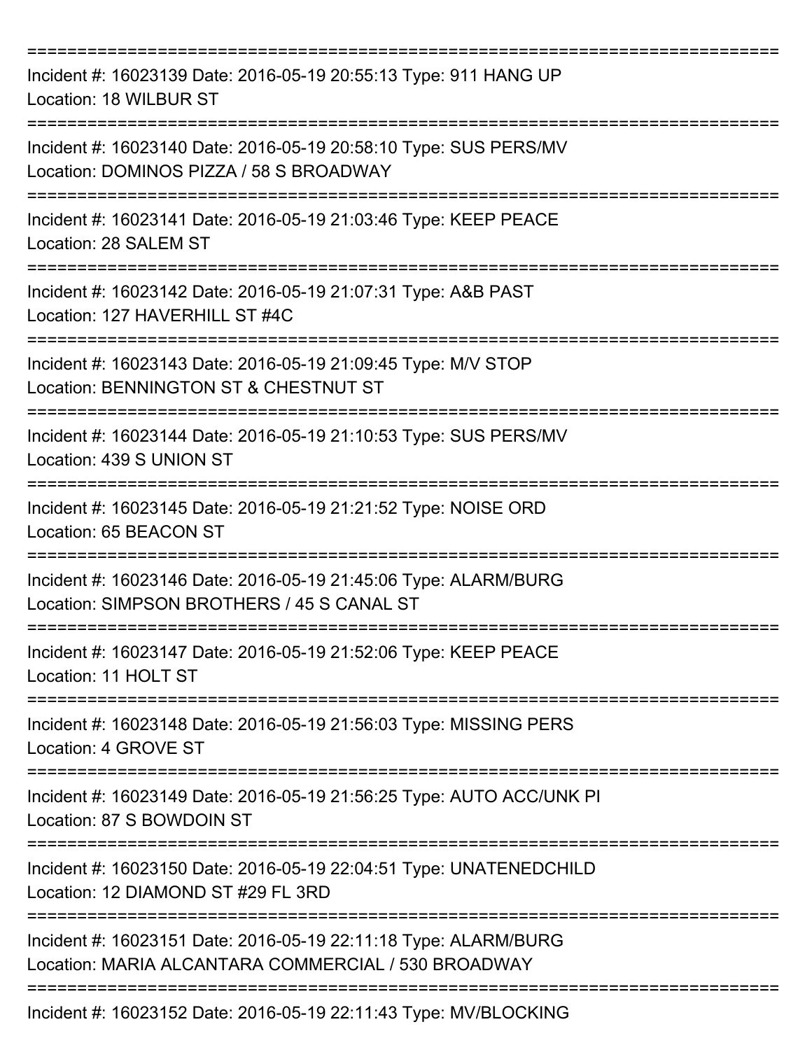===========================================================================

Incident #: 16023139 Date: 2016-05-19 20:55:13 Type: 911 HANG UP
Location: 18 WILBUR ST

===========================================================================

Incident #: 16023140 Date: 2016-05-19 20:58:10 Type: SUS PERS/MV
Location: DOMINOS PIZZA / 58 S BROADWAY

===========================================================================

Incident #: 16023141 Date: 2016-05-19 21:03:46 Type: KEEP PEACE
Location: 28 SALEM ST

===========================================================================

Incident #: 16023142 Date: 2016-05-19 21:07:31 Type: A&B PAST
Location: 127 HAVERHILL ST #4C

===========================================================================

Incident #: 16023143 Date: 2016-05-19 21:09:45 Type: M/V STOP
Location: BENNINGTON ST & CHESTNUT ST

===========================================================================

Incident #: 16023144 Date: 2016-05-19 21:10:53 Type: SUS PERS/MV
Location: 439 S UNION ST

===========================================================================

Incident #: 16023145 Date: 2016-05-19 21:21:52 Type: NOISE ORD
Location: 65 BEACON ST

===========================================================================

Incident #: 16023146 Date: 2016-05-19 21:45:06 Type: ALARM/BURG
Location: SIMPSON BROTHERS / 45 S CANAL ST

===========================================================================

Incident #: 16023147 Date: 2016-05-19 21:52:06 Type: KEEP PEACE
Location: 11 HOLT ST

===========================================================================

Incident #: 16023148 Date: 2016-05-19 21:56:03 Type: MISSING PERS
Location: 4 GROVE ST

===========================================================================

Incident #: 16023149 Date: 2016-05-19 21:56:25 Type: AUTO ACC/UNK PI
Location: 87 S BOWDOIN ST

===========================================================================

Incident #: 16023150 Date: 2016-05-19 22:04:51 Type: UNATENEDCHILD
Location: 12 DIAMOND ST #29 FL 3RD

===========================================================================

Incident #: 16023151 Date: 2016-05-19 22:11:18 Type: ALARM/BURG
Location: MARIA ALCANTARA COMMERCIAL / 530 BROADWAY

===========================================================================

Incident #: 16023152 Date: 2016-05-19 22:11:43 Type: MV/BLOCKING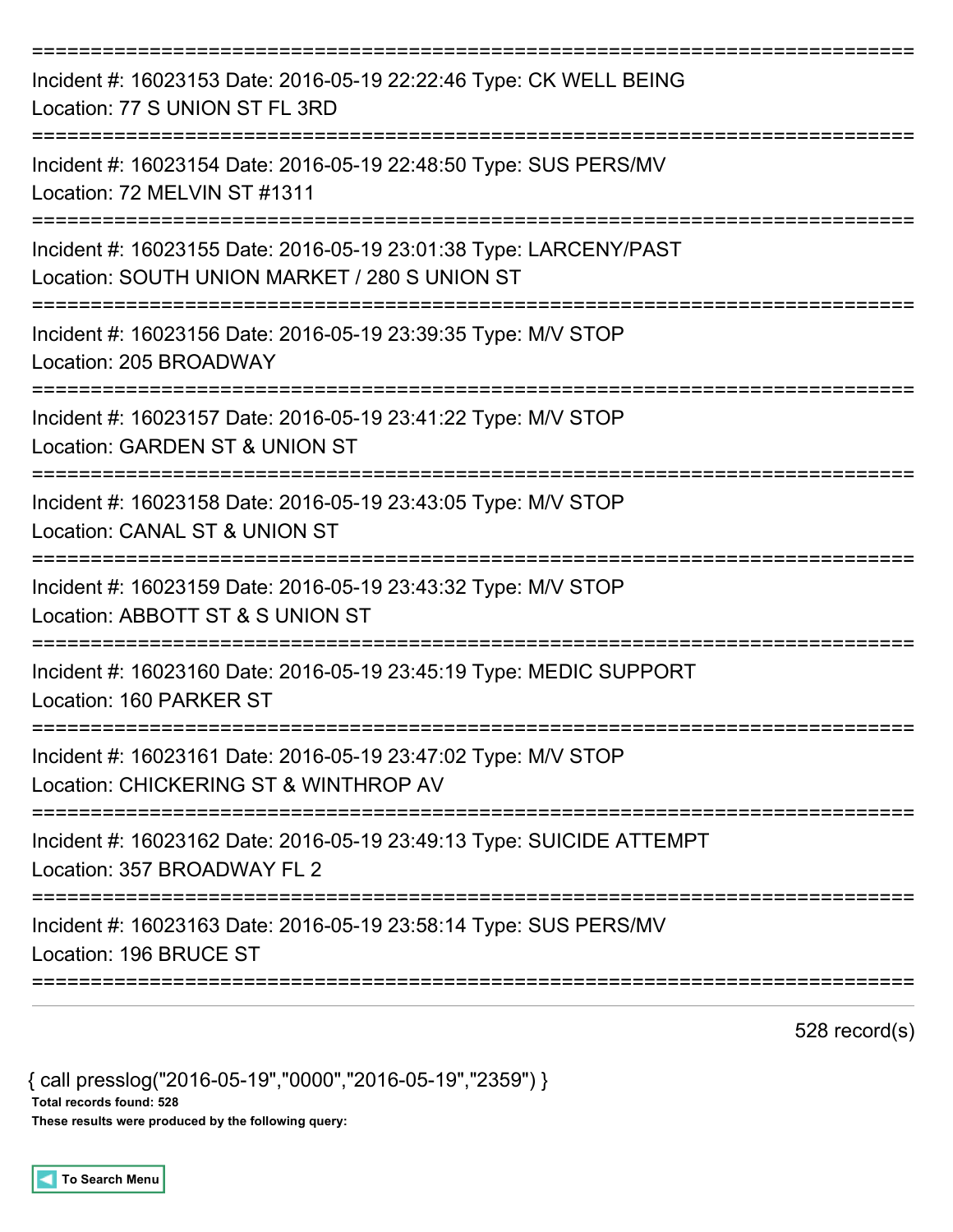===========================================================================

Incident #: 16023153 Date: 2016-05-19 22:22:46 Type: CK WELL BEING
Location: 77 S UNION ST FL 3RD

===========================================================================

Incident #: 16023154 Date: 2016-05-19 22:48:50 Type: SUS PERS/MV
Location: 72 MELVIN ST #1311

===========================================================================

Incident #: 16023155 Date: 2016-05-19 23:01:38 Type: LARCENY/PAST
Location: SOUTH UNION MARKET / 280 S UNION ST

===========================================================================

Incident #: 16023156 Date: 2016-05-19 23:39:35 Type: M/V STOP
Location: 205 BROADWAY

===========================================================================

Incident #: 16023157 Date: 2016-05-19 23:41:22 Type: M/V STOP
Location: GARDEN ST & UNION ST

===========================================================================

Incident #: 16023158 Date: 2016-05-19 23:43:05 Type: M/V STOP
Location: CANAL ST & UNION ST

===========================================================================

Incident #: 16023159 Date: 2016-05-19 23:43:32 Type: M/V STOP
Location: ABBOTT ST & S UNION ST

===========================================================================

Incident #: 16023160 Date: 2016-05-19 23:45:19 Type: MEDIC SUPPORT
Location: 160 PARKER ST

===========================================================================

Incident #: 16023161 Date: 2016-05-19 23:47:02 Type: M/V STOP
Location: CHICKERING ST & WINTHROP AV

===========================================================================

Incident #: 16023162 Date: 2016-05-19 23:49:13 Type: SUICIDE ATTEMPT
Location: 357 BROADWAY FL 2

===========================================================================

Incident #: 16023163 Date: 2016-05-19 23:58:14 Type: SUS PERS/MV
Location: 196 BRUCE ST

===========================================================================

528 record(s)

{ call presslog("2016-05-19","0000","2016-05-19","2359") }

**Total records found: 528**

**These results were produced by the following query:**

To Search Menu